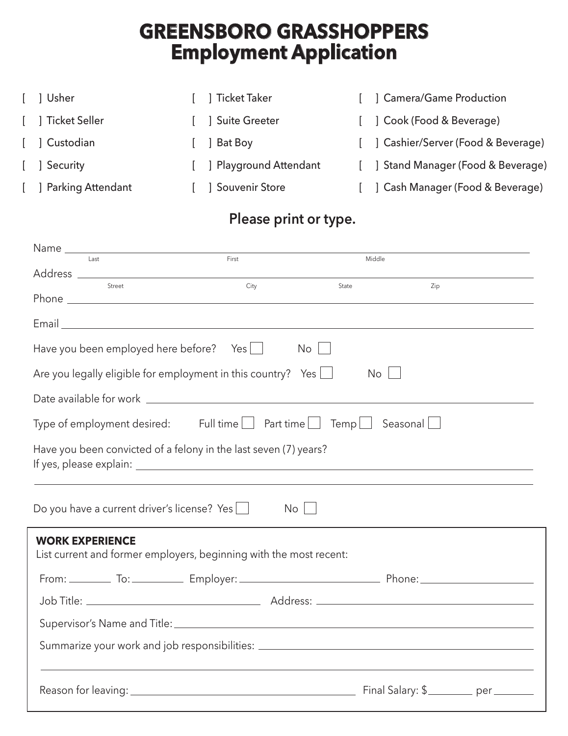# GREENSBORO GRASSHOPPERS
# Employment Application

[ ] Usher
[ ] Ticket Seller
[ ] Custodian
[ ] Security
[ ] Parking Attendant
[ ] Ticket Taker
[ ] Suite Greeter
[ ] Bat Boy
[ ] Playground Attendant
[ ] Souvenir Store
[ ] Camera/Game Production
[ ] Cook (Food & Beverage)
[ ] Cashier/Server (Food & Beverage)
[ ] Stand Manager (Food & Beverage)
[ ] Cash Manager (Food & Beverage)

## Please print or type.

Name ______________________________________________
Last First Middle

Address ______________________________________________
Street City State Zip

Phone ______________________________________________

Email ______________________________________________

Have you been employed here before? Yes ☐ No ☐

Are you legally eligible for employment in this country? Yes ☐ No ☐

Date available for work ______________________________________________

Type of employment desired: Full time ☐ Part time ☐ Temp ☐ Seasonal ☐

Have you been convicted of a felony in the last seven (7) years?
If yes, please explain: ______________________________________________

______________________________________________

Do you have a current driver's license? Yes ☐ No ☐

**WORK EXPERIENCE**
List current and former employers, beginning with the most recent:

From: ________ To: ________ Employer: ____________________ Phone: ____________________

Job Title: ____________________ Address: ____________________

Supervisor's Name and Title: ______________________________________________

Summarize your work and job responsibilities: ______________________________________________

______________________________________________

Reason for leaving: ____________________ Final Salary: $________ per ________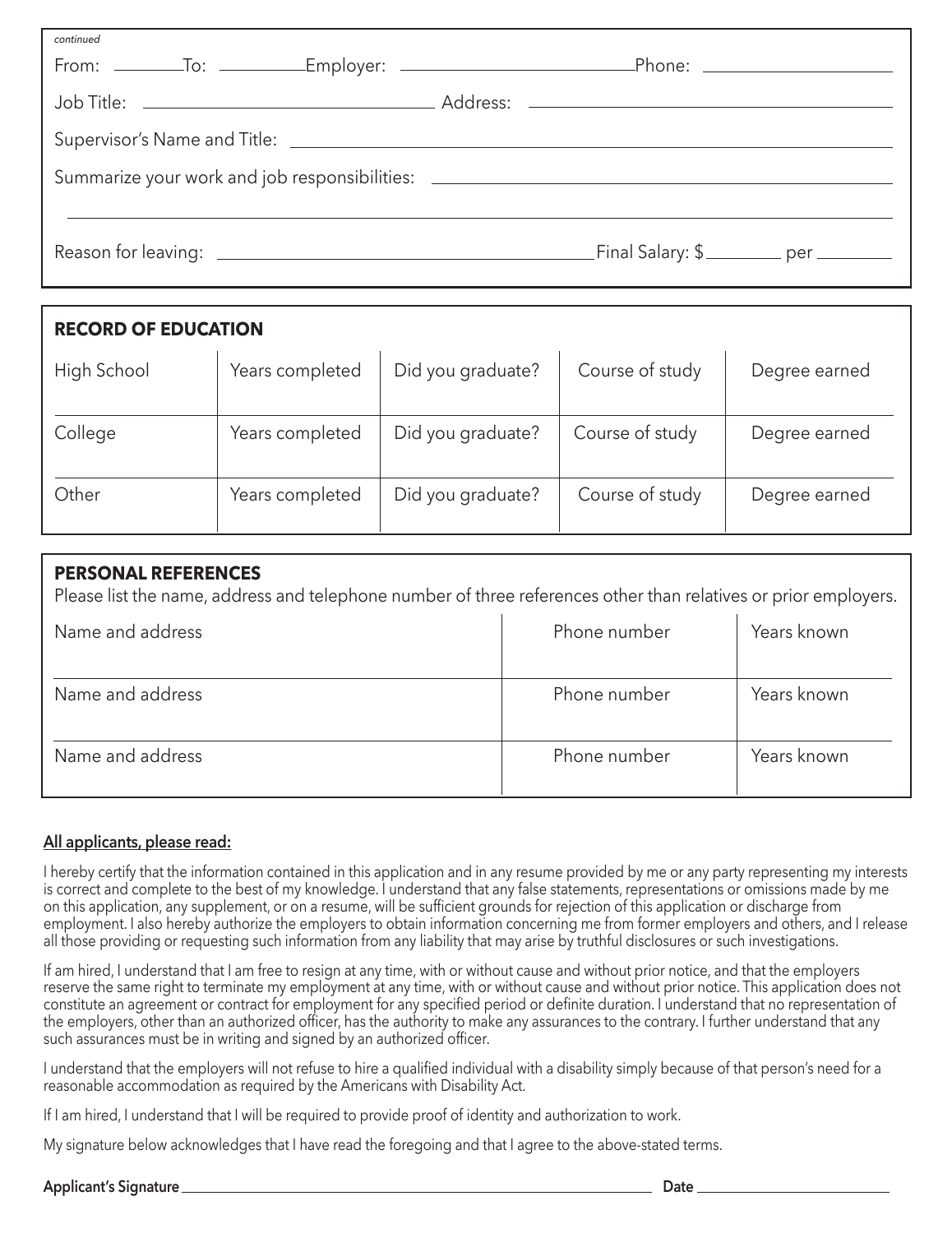*continued*

From: ________ To: ________ Employer: ________________________ Phone: ____________________

Job Title: ______________________________ Address: ________________________________________

Supervisor's Name and Title: ________________________________________________________________

Summarize your work and job responsibilities: ________________________________________________

_____________________________________________________________________________________________

Reason for leaving: ________________________________________ Final Salary: $ ________ per ________

**RECORD OF EDUCATION**

| | | | | |
|---|---|---|---|---|
| High School | Years completed | Did you graduate? | Course of study | Degree earned |
| College | Years completed | Did you graduate? | Course of study | Degree earned |
| Other | Years completed | Did you graduate? | Course of study | Degree earned |

**PERSONAL REFERENCES**

Please list the name, address and telephone number of three references other than relatives or prior employers.

| | | |
|---|---|---|
| Name and address | Phone number | Years known |
| Name and address | Phone number | Years known |
| Name and address | Phone number | Years known |

**All applicants, please read:**

I hereby certify that the information contained in this application and in any resume provided by me or any party representing my interests is correct and complete to the best of my knowledge. I understand that any false statements, representations or omissions made by me on this application, any supplement, or on a resume, will be sufficient grounds for rejection of this application or discharge from employment. I also hereby authorize the employers to obtain information concerning me from former employers and others, and I release all those providing or requesting such information from any liability that may arise by truthful disclosures or such investigations.

If am hired, I understand that I am free to resign at any time, with or without cause and without prior notice, and that the employers reserve the same right to terminate my employment at any time, with or without cause and without prior notice. This application does not constitute an agreement or contract for employment for any specified period or definite duration. I understand that no representation of the employers, other than an authorized officer, has the authority to make any assurances to the contrary. I further understand that any such assurances must be in writing and signed by an authorized officer.

I understand that the employers will not refuse to hire a qualified individual with a disability simply because of that person's need for a reasonable accommodation as required by the Americans with Disability Act.

If I am hired, I understand that I will be required to provide proof of identity and authorization to work.

My signature below acknowledges that I have read the foregoing and that I agree to the above-stated terms.

**Applicant's Signature** ____________________________________________ **Date** ____________________